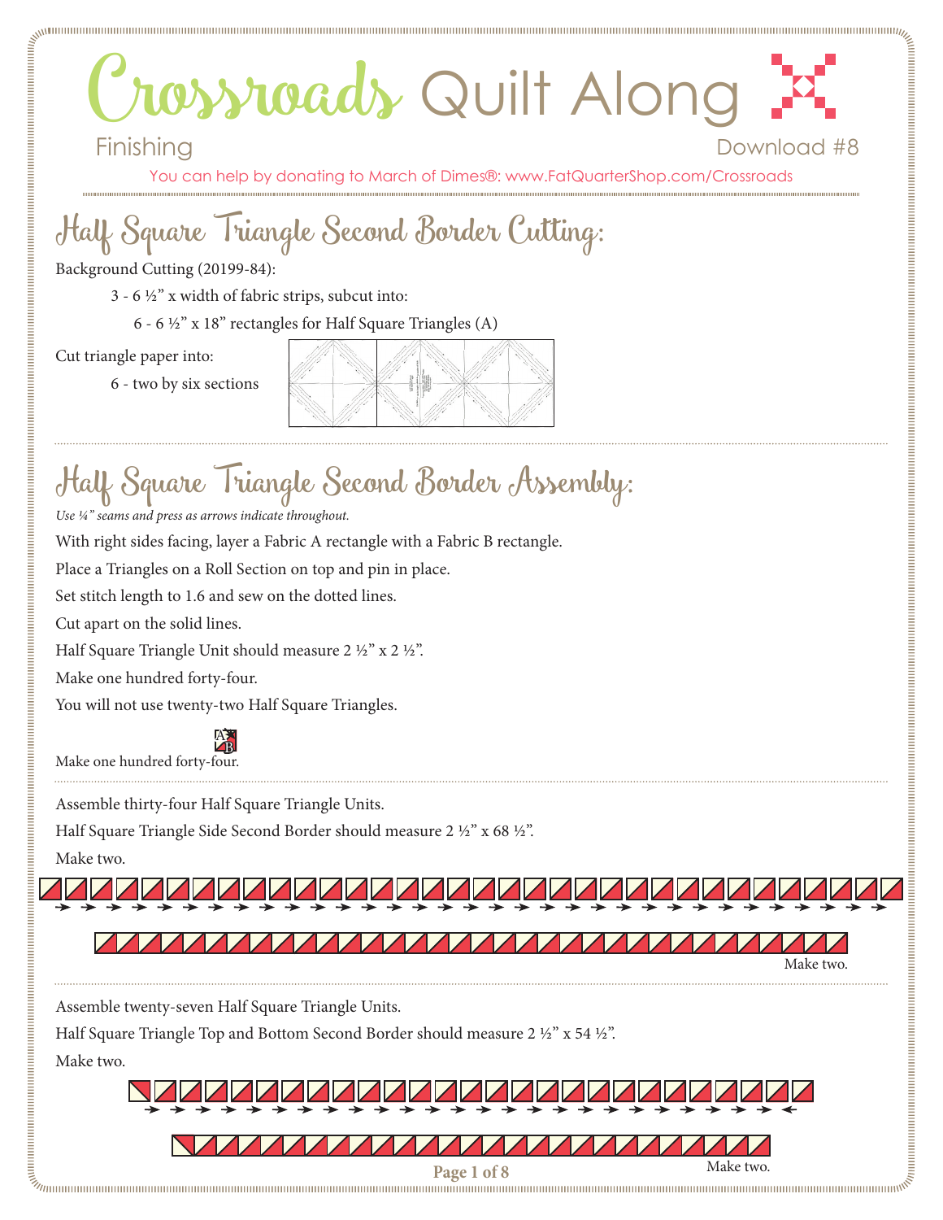# Crossroads Quilt Along

Finishing

Download #8

You can help by donating to March of Dimes®: www.FatQuarterShop.com/Crossroads

## Half Square Triangle Second Border Cutting:

Background Cutting (20199-84):

- 3 - 6 ½" x width of fabric strips, subcut into:
  - 6 - 6 ½" x 18" rectangles for Half Square Triangles (A)

Cut triangle paper into:

- 6 - two by six sections

## Half Square Triangle Second Border Assembly:

*Use ¼" seams and press as arrows indicate throughout.*

With right sides facing, layer a Fabric A rectangle with a Fabric B rectangle.

Place a Triangles on a Roll Section on top and pin in place.

Set stitch length to 1.6 and sew on the dotted lines.

Cut apart on the solid lines.

Half Square Triangle Unit should measure 2 ½" x 2 ½".

Make one hundred forty-four.

You will not use twenty-two Half Square Triangles.

A
B

Make one hundred forty-four.

Assemble thirty-four Half Square Triangle Units.

Half Square Triangle Side Second Border should measure 2 ½" x 68 ½".

Make two.

Make two.

Assemble twenty-seven Half Square Triangle Units.

Half Square Triangle Top and Bottom Second Border should measure 2 ½" x 54 ½".

Make two.

Make two.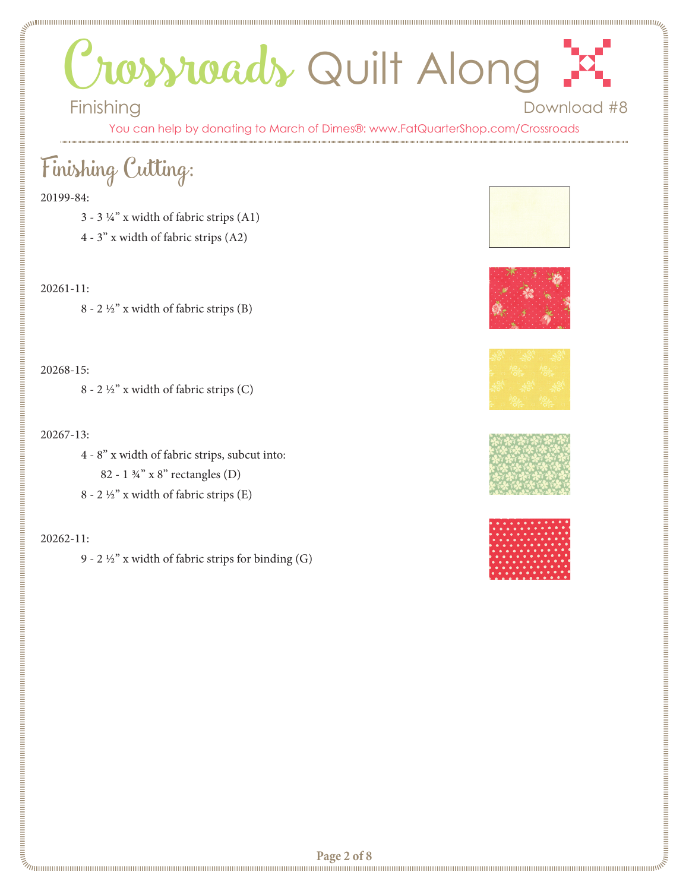# Crossroads Quilt Along

Finishing

Download #8

You can help by donating to March of Dimes®: www.FatQuarterShop.com/Crossroads

## Finishing Cutting:

20199-84:

- 3 - 3 ¼" x width of fabric strips (A1)
- 4 - 3" x width of fabric strips (A2)

20261-11:

- 8 - 2 ½" x width of fabric strips (B)

20268-15:

- 8 - 2 ½" x width of fabric strips (C)

20267-13:

- 4 - 8" x width of fabric strips, subcut into:
  - 82 - 1 ¾" x 8" rectangles (D)
- 8 - 2 ½" x width of fabric strips (E)

20262-11:

- 9 - 2 ½" x width of fabric strips for binding (G)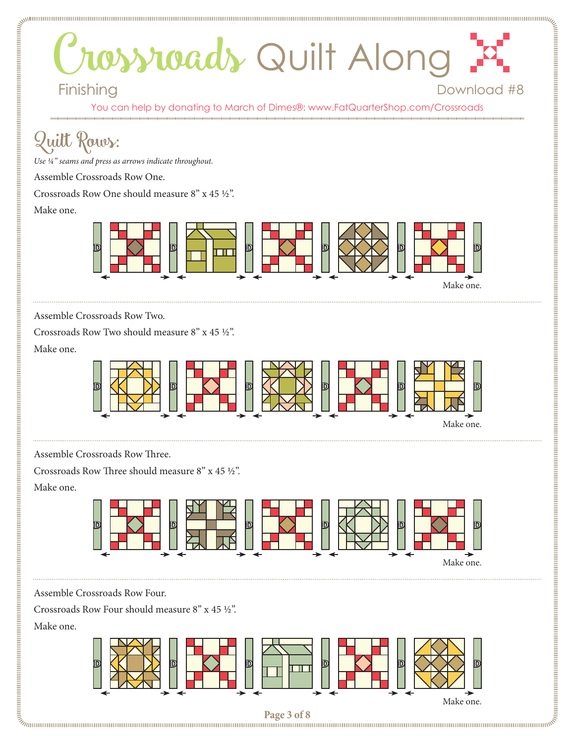# Crossroads Quilt Along

Finishing

Download #8

You can help by donating to March of Dimes®: www.FatQuarterShop.com/Crossroads

## Quilt Rows:

*Use ¼" seams and press as arrows indicate throughout.*

Assemble Crossroads Row One.

Crossroads Row One should measure 8" x 45 ½".

Make one.

D D D D D D

Make one.

Assemble Crossroads Row Two.

Crossroads Row Two should measure 8" x 45 ½".

Make one.

D D D D D D

Make one.

Assemble Crossroads Row Three.

Crossroads Row Three should measure 8" x 45 ½".

Make one.

D D D D D D

Make one.

Assemble Crossroads Row Four.

Crossroads Row Four should measure 8" x 45 ½".

Make one.

D D D D D D

Make one.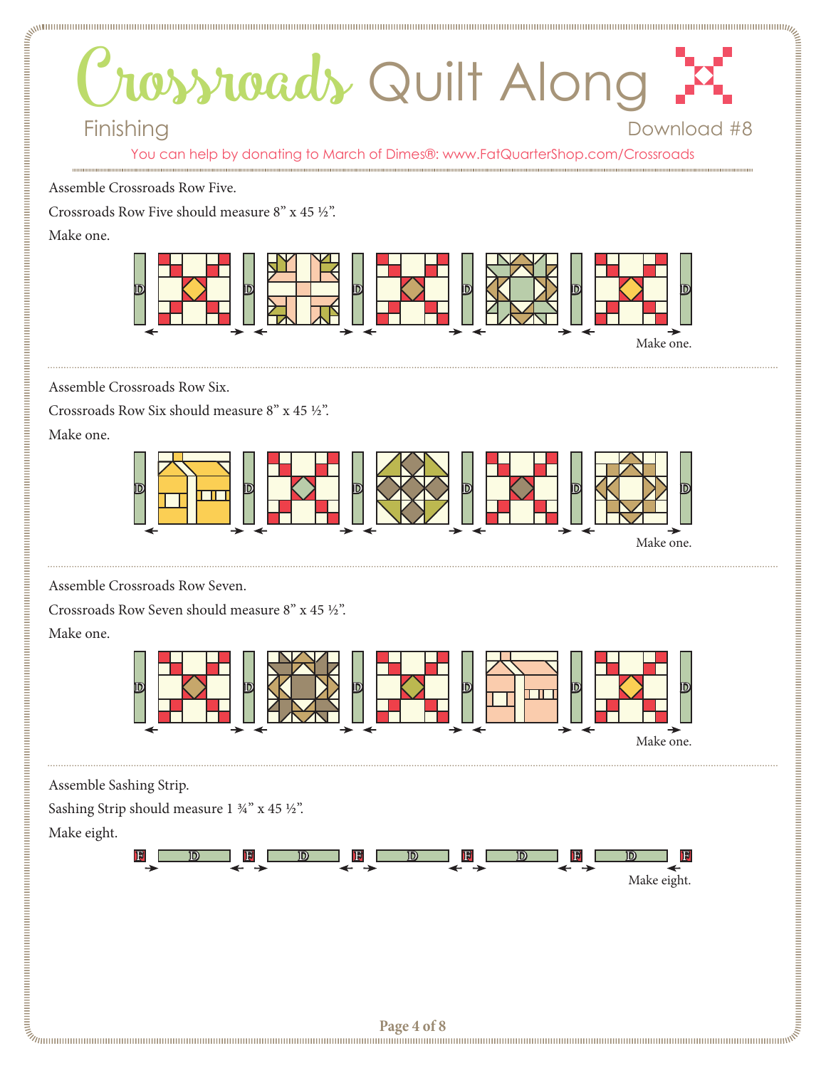Assemble Crossroads Row Five.

Crossroads Row Five should measure 8" x 45 ½".

Make one.

D D D D D D

Make one.

Assemble Crossroads Row Six.

Crossroads Row Six should measure 8" x 45 ½".

Make one.

D D D D D D

Make one.

Assemble Crossroads Row Seven.

Crossroads Row Seven should measure 8" x 45 ½".

Make one.

D D D D D D

Make one.

Assemble Sashing Strip.

Sashing Strip should measure 1 ¾" x 45 ½".

Make eight.

F D F D F D F D F D F

Make eight.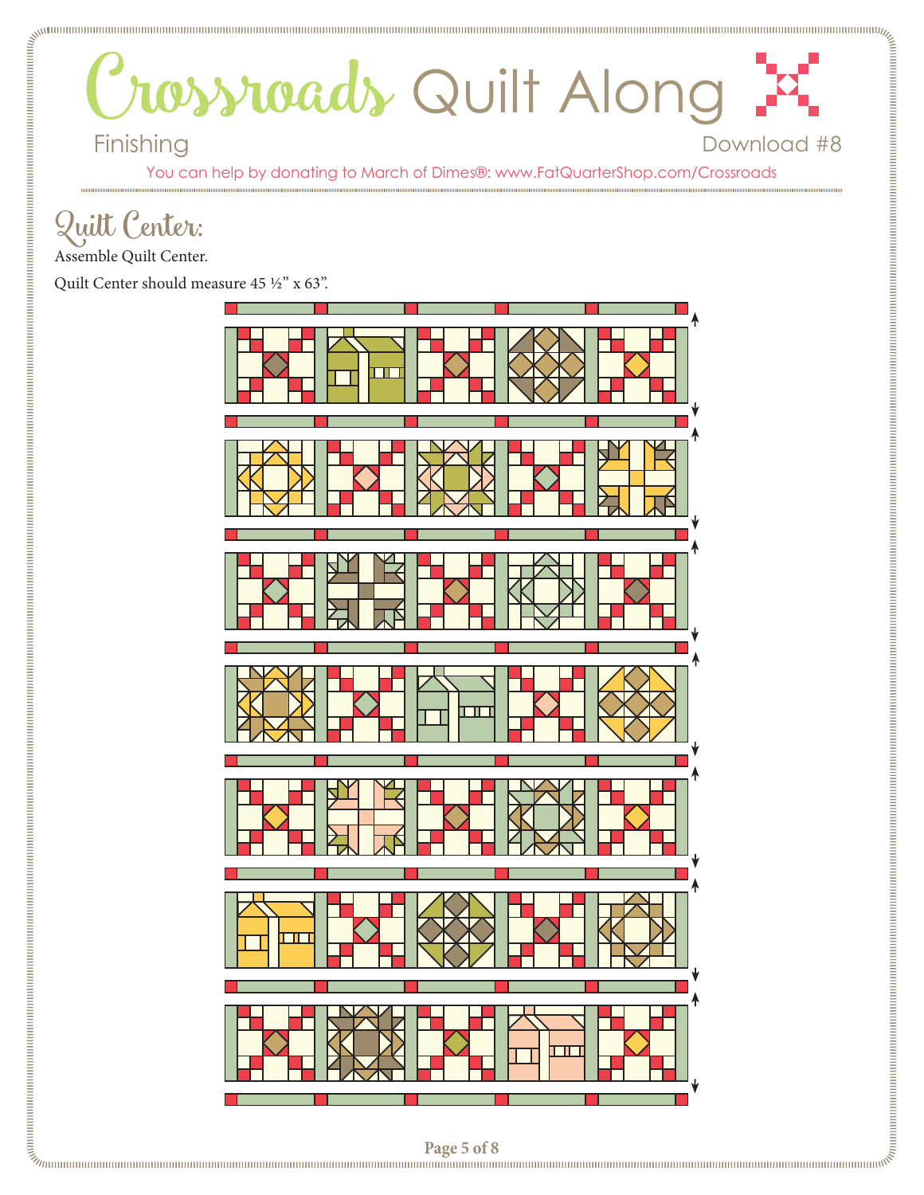# Crossroads Quilt Along

Finishing

Download #8

You can help by donating to March of Dimes®: www.FatQuarterShop.com/Crossroads

## Quilt Center:

Assemble Quilt Center.

Quilt Center should measure 45 ½" x 63".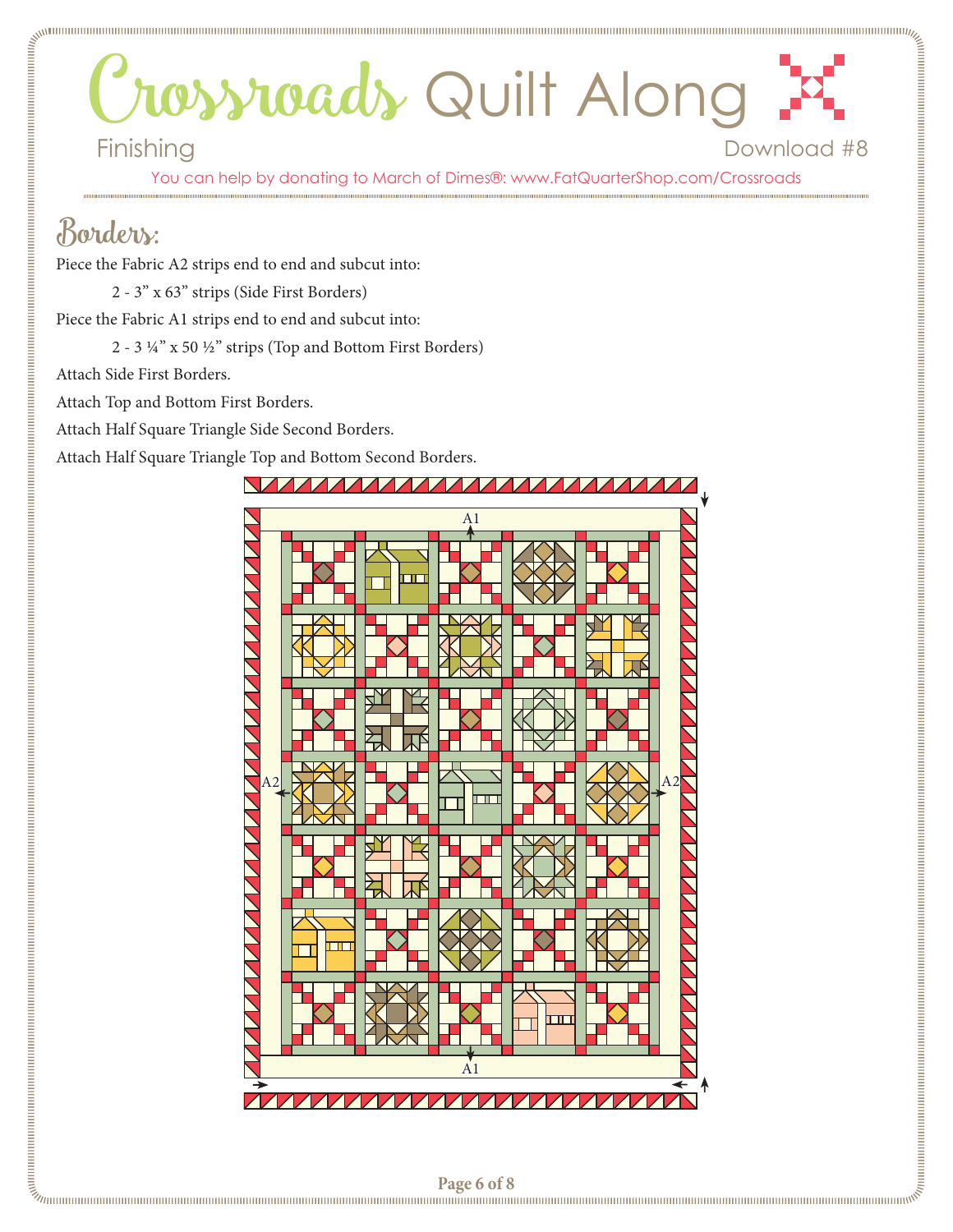# Crossroads Quilt Along

Finishing

Download #8

You can help by donating to March of Dimes®: www.FatQuarterShop.com/Crossroads

## Borders:

Piece the Fabric A2 strips end to end and subcut into:

2 - 3" x 63" strips (Side First Borders)

Piece the Fabric A1 strips end to end and subcut into:

2 - 3 ¼" x 50 ½" strips (Top and Bottom First Borders)

Attach Side First Borders.

Attach Top and Bottom First Borders.

Attach Half Square Triangle Side Second Borders.

Attach Half Square Triangle Top and Bottom Second Borders.

A1

A2

A2

A1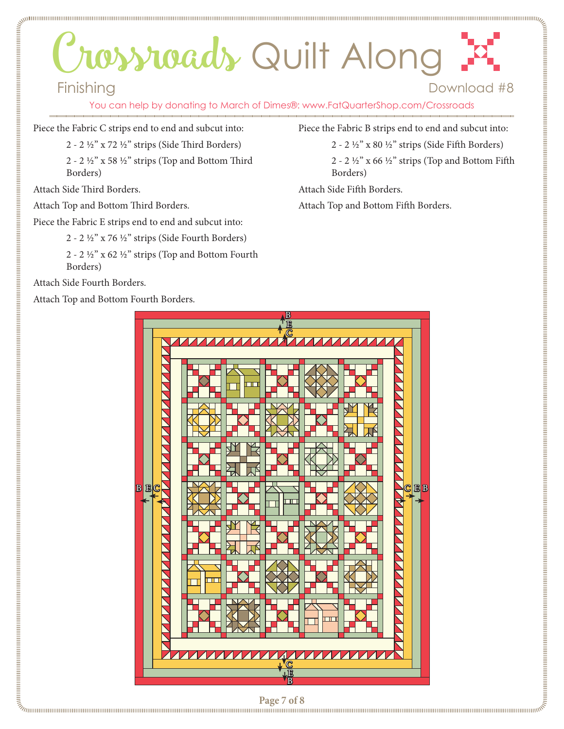# Crossroads Quilt Along

## Finishing

Download #8

You can help by donating to March of Dimes®: www.FatQuarterShop.com/Crossroads

Piece the Fabric C strips end to end and subcut into:

- 2 - 2 ½" x 72 ½" strips (Side Third Borders)
- 2 - 2 ½" x 58 ½" strips (Top and Bottom Third Borders)

Attach Side Third Borders.

Attach Top and Bottom Third Borders.

Piece the Fabric E strips end to end and subcut into:

- 2 - 2 ½" x 76 ½" strips (Side Fourth Borders)
- 2 - 2 ½" x 62 ½" strips (Top and Bottom Fourth Borders)

Attach Side Fourth Borders.

Attach Top and Bottom Fourth Borders.

Piece the Fabric B strips end to end and subcut into:

- 2 - 2 ½" x 80 ½" strips (Side Fifth Borders)
- 2 - 2 ½" x 66 ½" strips (Top and Bottom Fifth Borders)

Attach Side Fifth Borders.

Attach Top and Bottom Fifth Borders.

B
E
C

B E C

C E B

C
E
B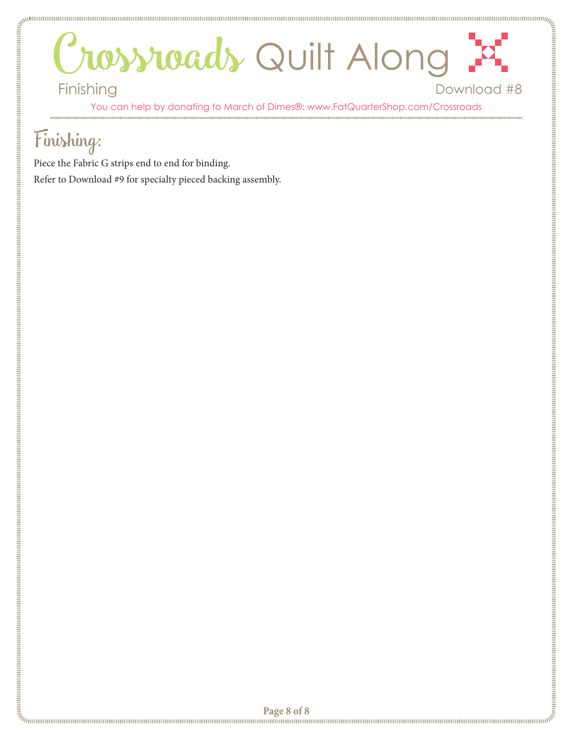# Crossroads Quilt Along

Finishing

Download #8

You can help by donating to March of Dimes®: www.FatQuarterShop.com/Crossroads

## Finishing:

Piece the Fabric G strips end to end for binding.

Refer to Download #9 for specialty pieced backing assembly.